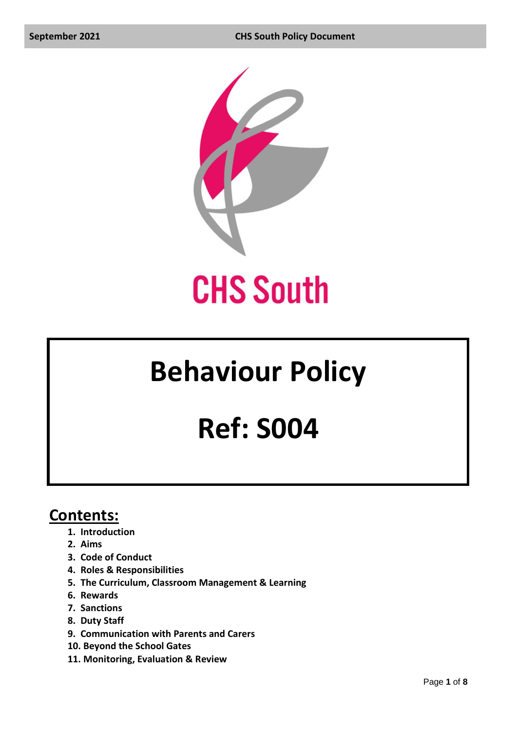# CHS South

# Behaviour Policy

# Ref: S004

## Contents:

1. Introduction
2. Aims
3. Code of Conduct
4. Roles & Responsibilities
5. The Curriculum, Classroom Management & Learning
6. Rewards
7. Sanctions
8. Duty Staff
9. Communication with Parents and Carers
10. Beyond the School Gates
11. Monitoring, Evaluation & Review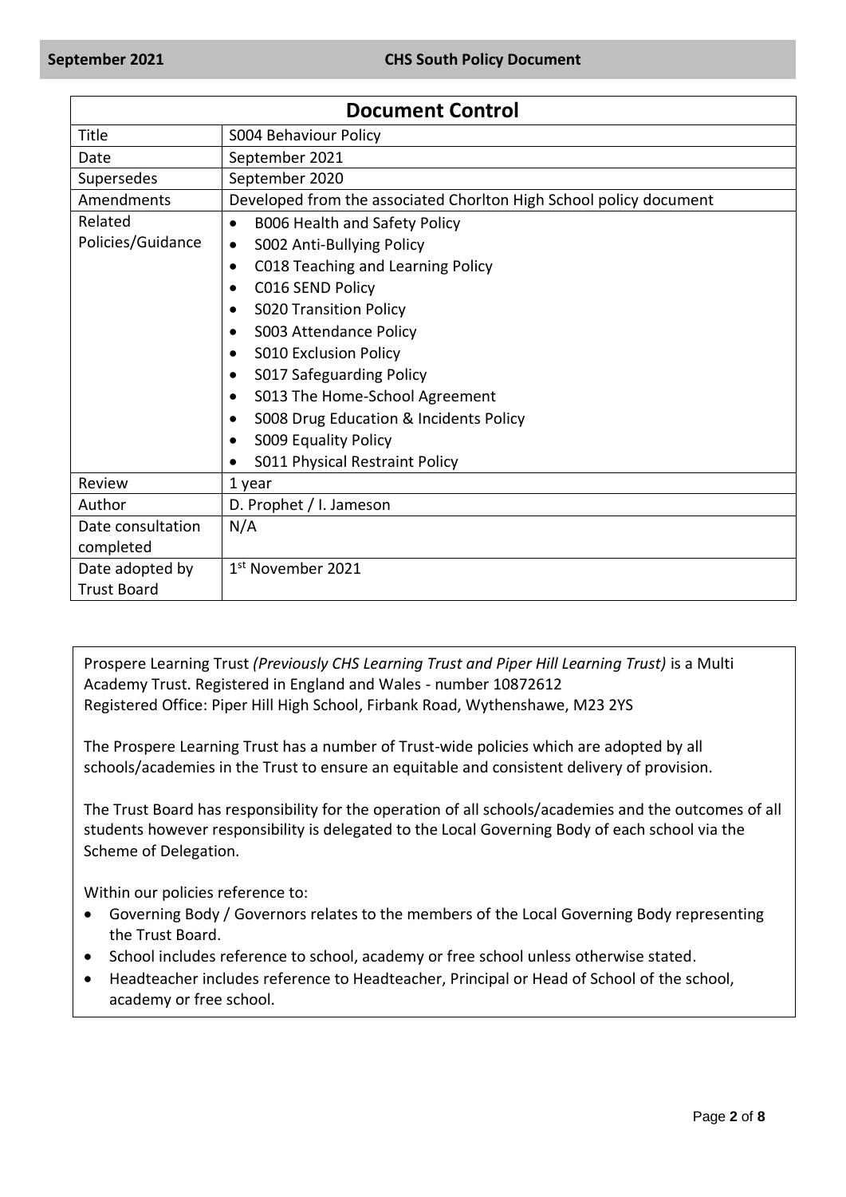| Document Control | |
|---|---|
| Title | S004 Behaviour Policy |
| Date | September 2021 |
| Supersedes | September 2020 |
| Amendments | Developed from the associated Chorlton High School policy document |
| Related Policies/Guidance | • B006 Health and Safety Policy<br>• S002 Anti-Bullying Policy<br>• C018 Teaching and Learning Policy<br>• C016 SEND Policy<br>• S020 Transition Policy<br>• S003 Attendance Policy<br>• S010 Exclusion Policy<br>• S017 Safeguarding Policy<br>• S013 The Home-School Agreement<br>• S008 Drug Education & Incidents Policy<br>• S009 Equality Policy<br>• S011 Physical Restraint Policy |
| Review | 1 year |
| Author | D. Prophet / I. Jameson |
| Date consultation completed | N/A |
| Date adopted by Trust Board | 1st November 2021 |

Prospere Learning Trust *(Previously CHS Learning Trust and Piper Hill Learning Trust)* is a Multi Academy Trust. Registered in England and Wales - number 10872612
Registered Office: Piper Hill High School, Firbank Road, Wythenshawe, M23 2YS

The Prospere Learning Trust has a number of Trust-wide policies which are adopted by all schools/academies in the Trust to ensure an equitable and consistent delivery of provision.

The Trust Board has responsibility for the operation of all schools/academies and the outcomes of all students however responsibility is delegated to the Local Governing Body of each school via the Scheme of Delegation.

Within our policies reference to:

- Governing Body / Governors relates to the members of the Local Governing Body representing the Trust Board.
- School includes reference to school, academy or free school unless otherwise stated.
- Headteacher includes reference to Headteacher, Principal or Head of School of the school, academy or free school.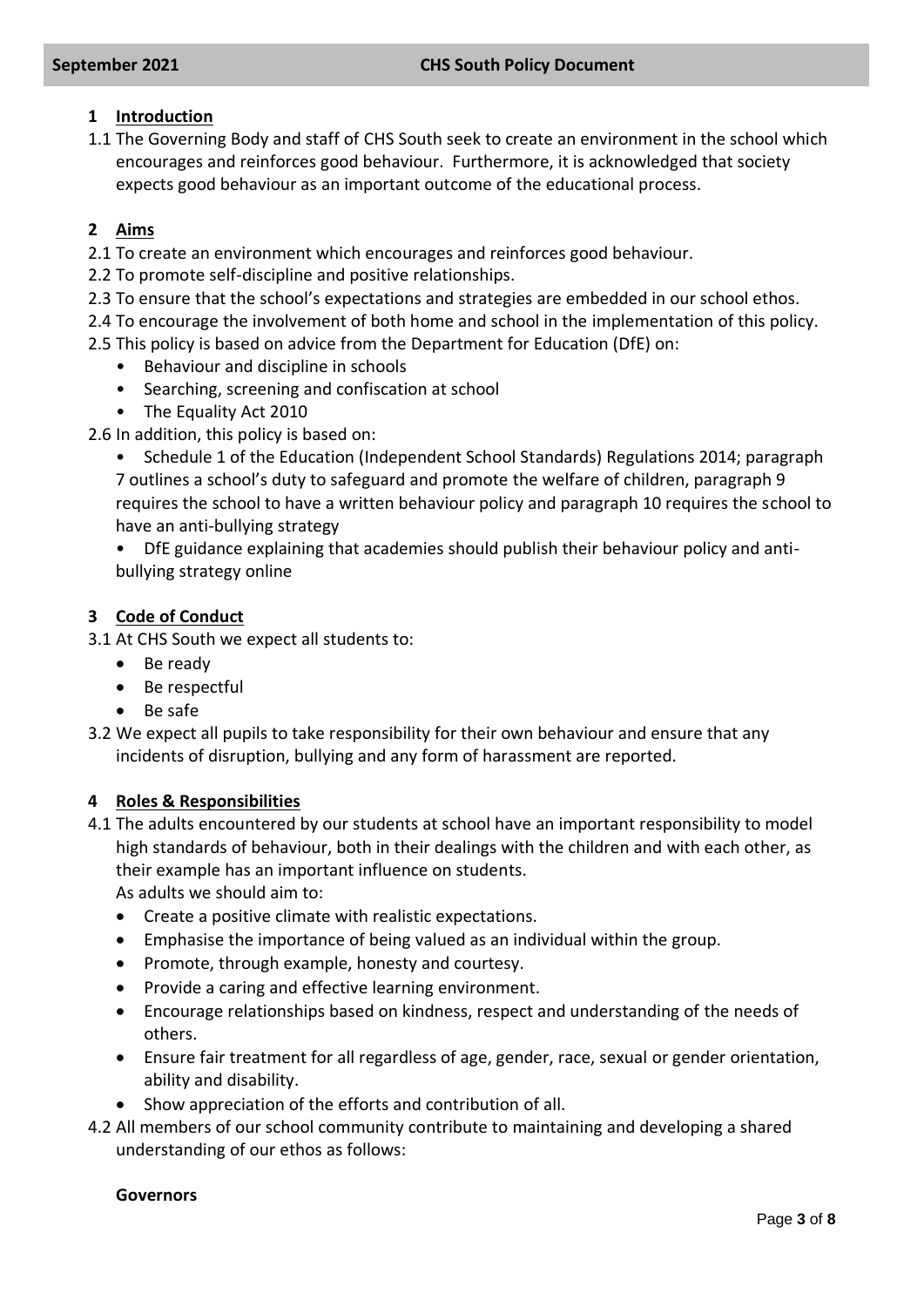## 1 Introduction

1.1 The Governing Body and staff of CHS South seek to create an environment in the school which encourages and reinforces good behaviour. Furthermore, it is acknowledged that society expects good behaviour as an important outcome of the educational process.

## 2 Aims

2.1 To create an environment which encourages and reinforces good behaviour.

2.2 To promote self-discipline and positive relationships.

2.3 To ensure that the school's expectations and strategies are embedded in our school ethos.

2.4 To encourage the involvement of both home and school in the implementation of this policy.

2.5 This policy is based on advice from the Department for Education (DfE) on:

- Behaviour and discipline in schools
- Searching, screening and confiscation at school
- The Equality Act 2010

2.6 In addition, this policy is based on:

- Schedule 1 of the Education (Independent School Standards) Regulations 2014; paragraph 7 outlines a school's duty to safeguard and promote the welfare of children, paragraph 9 requires the school to have a written behaviour policy and paragraph 10 requires the school to have an anti-bullying strategy
- DfE guidance explaining that academies should publish their behaviour policy and anti-bullying strategy online

## 3 Code of Conduct

3.1 At CHS South we expect all students to:

- Be ready
- Be respectful
- Be safe

3.2 We expect all pupils to take responsibility for their own behaviour and ensure that any incidents of disruption, bullying and any form of harassment are reported.

## 4 Roles & Responsibilities

4.1 The adults encountered by our students at school have an important responsibility to model high standards of behaviour, both in their dealings with the children and with each other, as their example has an important influence on students.

As adults we should aim to:

- Create a positive climate with realistic expectations.
- Emphasise the importance of being valued as an individual within the group.
- Promote, through example, honesty and courtesy.
- Provide a caring and effective learning environment.
- Encourage relationships based on kindness, respect and understanding of the needs of others.
- Ensure fair treatment for all regardless of age, gender, race, sexual or gender orientation, ability and disability.
- Show appreciation of the efforts and contribution of all.

4.2 All members of our school community contribute to maintaining and developing a shared understanding of our ethos as follows:

**Governors**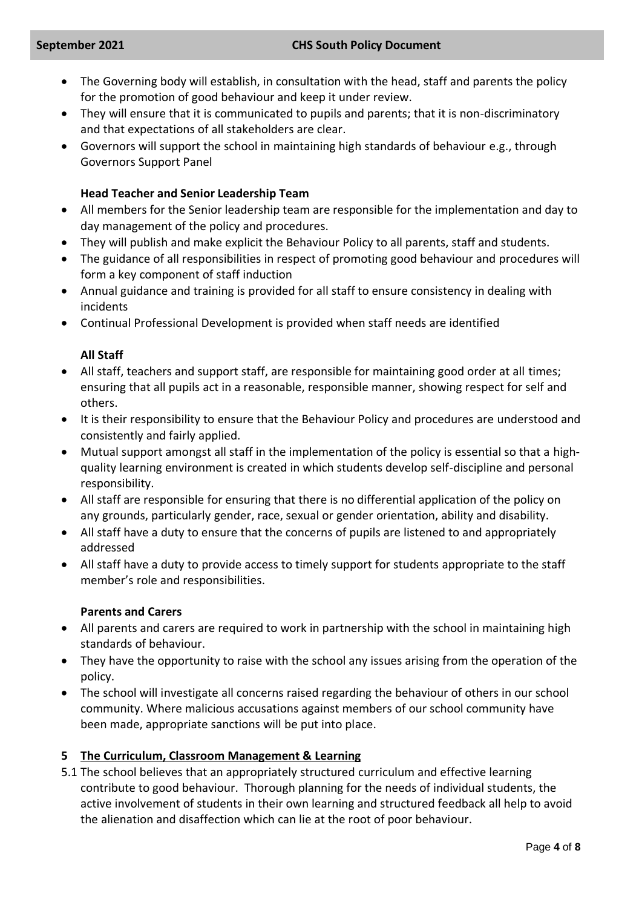- The Governing body will establish, in consultation with the head, staff and parents the policy for the promotion of good behaviour and keep it under review.
- They will ensure that it is communicated to pupils and parents; that it is non-discriminatory and that expectations of all stakeholders are clear.
- Governors will support the school in maintaining high standards of behaviour e.g., through Governors Support Panel

**Head Teacher and Senior Leadership Team**

- All members for the Senior leadership team are responsible for the implementation and day to day management of the policy and procedures.
- They will publish and make explicit the Behaviour Policy to all parents, staff and students.
- The guidance of all responsibilities in respect of promoting good behaviour and procedures will form a key component of staff induction
- Annual guidance and training is provided for all staff to ensure consistency in dealing with incidents
- Continual Professional Development is provided when staff needs are identified

**All Staff**

- All staff, teachers and support staff, are responsible for maintaining good order at all times; ensuring that all pupils act in a reasonable, responsible manner, showing respect for self and others.
- It is their responsibility to ensure that the Behaviour Policy and procedures are understood and consistently and fairly applied.
- Mutual support amongst all staff in the implementation of the policy is essential so that a high-quality learning environment is created in which students develop self-discipline and personal responsibility.
- All staff are responsible for ensuring that there is no differential application of the policy on any grounds, particularly gender, race, sexual or gender orientation, ability and disability.
- All staff have a duty to ensure that the concerns of pupils are listened to and appropriately addressed
- All staff have a duty to provide access to timely support for students appropriate to the staff member's role and responsibilities.

**Parents and Carers**

- All parents and carers are required to work in partnership with the school in maintaining high standards of behaviour.
- They have the opportunity to raise with the school any issues arising from the operation of the policy.
- The school will investigate all concerns raised regarding the behaviour of others in our school community. Where malicious accusations against members of our school community have been made, appropriate sanctions will be put into place.

## 5 The Curriculum, Classroom Management & Learning

5.1 The school believes that an appropriately structured curriculum and effective learning contribute to good behaviour. Thorough planning for the needs of individual students, the active involvement of students in their own learning and structured feedback all help to avoid the alienation and disaffection which can lie at the root of poor behaviour.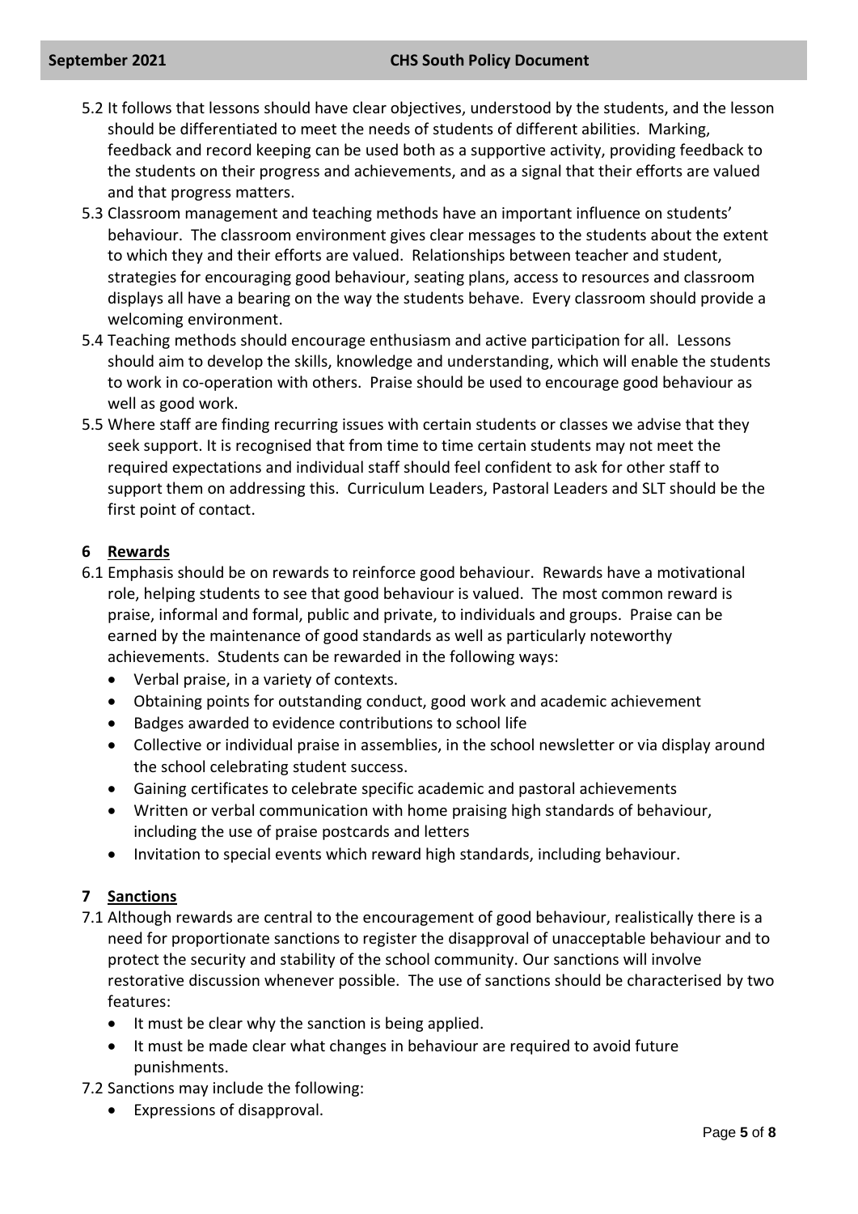5.2 It follows that lessons should have clear objectives, understood by the students, and the lesson should be differentiated to meet the needs of students of different abilities. Marking, feedback and record keeping can be used both as a supportive activity, providing feedback to the students on their progress and achievements, and as a signal that their efforts are valued and that progress matters.

5.3 Classroom management and teaching methods have an important influence on students' behaviour. The classroom environment gives clear messages to the students about the extent to which they and their efforts are valued. Relationships between teacher and student, strategies for encouraging good behaviour, seating plans, access to resources and classroom displays all have a bearing on the way the students behave. Every classroom should provide a welcoming environment.

5.4 Teaching methods should encourage enthusiasm and active participation for all. Lessons should aim to develop the skills, knowledge and understanding, which will enable the students to work in co-operation with others. Praise should be used to encourage good behaviour as well as good work.

5.5 Where staff are finding recurring issues with certain students or classes we advise that they seek support. It is recognised that from time to time certain students may not meet the required expectations and individual staff should feel confident to ask for other staff to support them on addressing this. Curriculum Leaders, Pastoral Leaders and SLT should be the first point of contact.

## 6 Rewards

6.1 Emphasis should be on rewards to reinforce good behaviour. Rewards have a motivational role, helping students to see that good behaviour is valued. The most common reward is praise, informal and formal, public and private, to individuals and groups. Praise can be earned by the maintenance of good standards as well as particularly noteworthy achievements. Students can be rewarded in the following ways:

- Verbal praise, in a variety of contexts.
- Obtaining points for outstanding conduct, good work and academic achievement
- Badges awarded to evidence contributions to school life
- Collective or individual praise in assemblies, in the school newsletter or via display around the school celebrating student success.
- Gaining certificates to celebrate specific academic and pastoral achievements
- Written or verbal communication with home praising high standards of behaviour, including the use of praise postcards and letters
- Invitation to special events which reward high standards, including behaviour.

## 7 Sanctions

7.1 Although rewards are central to the encouragement of good behaviour, realistically there is a need for proportionate sanctions to register the disapproval of unacceptable behaviour and to protect the security and stability of the school community. Our sanctions will involve restorative discussion whenever possible. The use of sanctions should be characterised by two features:

- It must be clear why the sanction is being applied.
- It must be made clear what changes in behaviour are required to avoid future punishments.

7.2 Sanctions may include the following:

- Expressions of disapproval.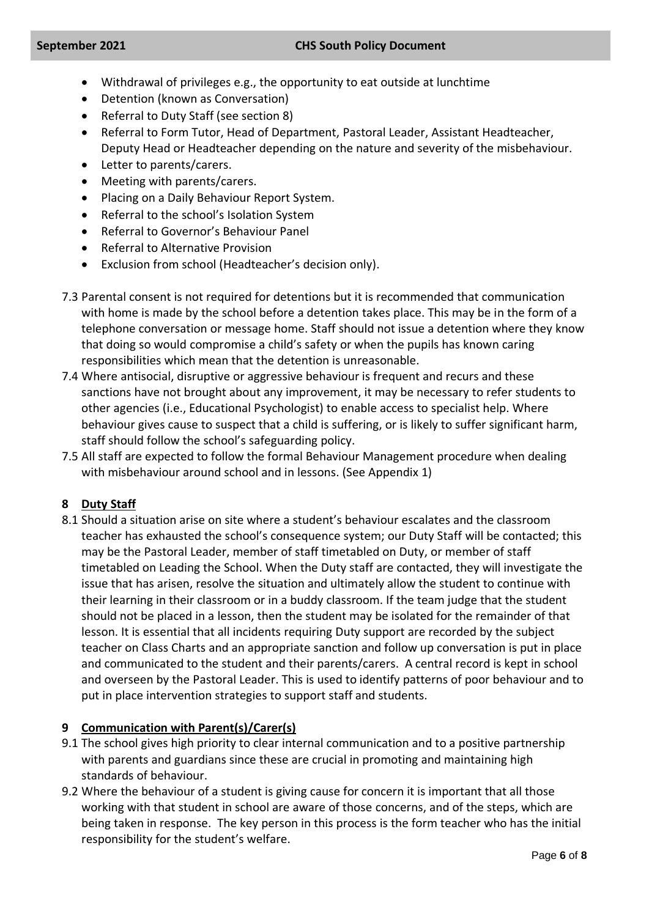- Withdrawal of privileges e.g., the opportunity to eat outside at lunchtime
- Detention (known as Conversation)
- Referral to Duty Staff (see section 8)
- Referral to Form Tutor, Head of Department, Pastoral Leader, Assistant Headteacher, Deputy Head or Headteacher depending on the nature and severity of the misbehaviour.
- Letter to parents/carers.
- Meeting with parents/carers.
- Placing on a Daily Behaviour Report System.
- Referral to the school's Isolation System
- Referral to Governor's Behaviour Panel
- Referral to Alternative Provision
- Exclusion from school (Headteacher's decision only).

7.3 Parental consent is not required for detentions but it is recommended that communication with home is made by the school before a detention takes place. This may be in the form of a telephone conversation or message home. Staff should not issue a detention where they know that doing so would compromise a child's safety or when the pupils has known caring responsibilities which mean that the detention is unreasonable.

7.4 Where antisocial, disruptive or aggressive behaviour is frequent and recurs and these sanctions have not brought about any improvement, it may be necessary to refer students to other agencies (i.e., Educational Psychologist) to enable access to specialist help. Where behaviour gives cause to suspect that a child is suffering, or is likely to suffer significant harm, staff should follow the school's safeguarding policy.

7.5 All staff are expected to follow the formal Behaviour Management procedure when dealing with misbehaviour around school and in lessons. (See Appendix 1)

## 8 Duty Staff

8.1 Should a situation arise on site where a student's behaviour escalates and the classroom teacher has exhausted the school's consequence system; our Duty Staff will be contacted; this may be the Pastoral Leader, member of staff timetabled on Duty, or member of staff timetabled on Leading the School. When the Duty staff are contacted, they will investigate the issue that has arisen, resolve the situation and ultimately allow the student to continue with their learning in their classroom or in a buddy classroom. If the team judge that the student should not be placed in a lesson, then the student may be isolated for the remainder of that lesson. It is essential that all incidents requiring Duty support are recorded by the subject teacher on Class Charts and an appropriate sanction and follow up conversation is put in place and communicated to the student and their parents/carers. A central record is kept in school and overseen by the Pastoral Leader. This is used to identify patterns of poor behaviour and to put in place intervention strategies to support staff and students.

## 9 Communication with Parent(s)/Carer(s)

9.1 The school gives high priority to clear internal communication and to a positive partnership with parents and guardians since these are crucial in promoting and maintaining high standards of behaviour.

9.2 Where the behaviour of a student is giving cause for concern it is important that all those working with that student in school are aware of those concerns, and of the steps, which are being taken in response. The key person in this process is the form teacher who has the initial responsibility for the student's welfare.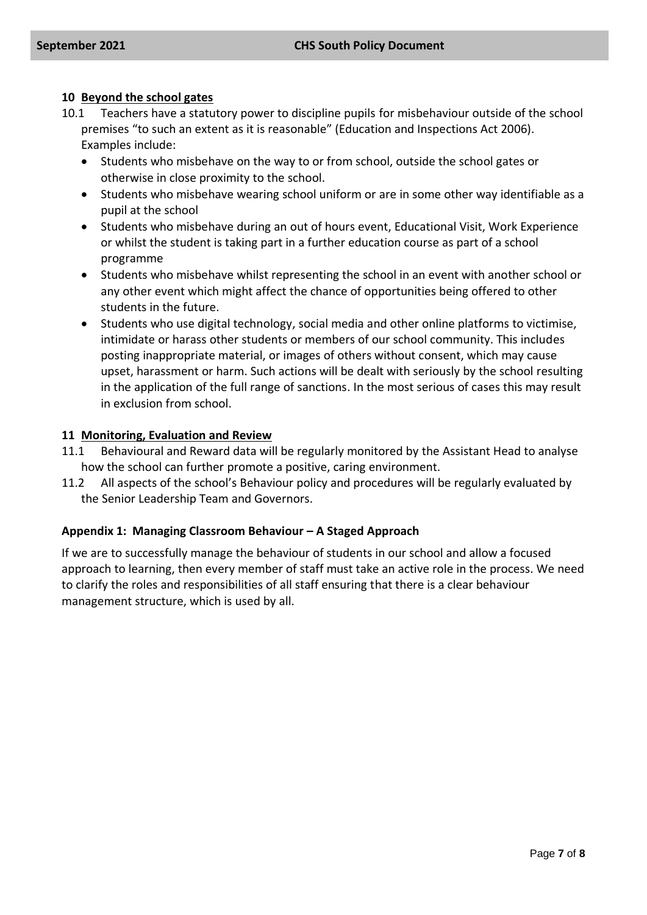## 10 Beyond the school gates

10.1 Teachers have a statutory power to discipline pupils for misbehaviour outside of the school premises "to such an extent as it is reasonable" (Education and Inspections Act 2006). Examples include:

- Students who misbehave on the way to or from school, outside the school gates or otherwise in close proximity to the school.
- Students who misbehave wearing school uniform or are in some other way identifiable as a pupil at the school
- Students who misbehave during an out of hours event, Educational Visit, Work Experience or whilst the student is taking part in a further education course as part of a school programme
- Students who misbehave whilst representing the school in an event with another school or any other event which might affect the chance of opportunities being offered to other students in the future.
- Students who use digital technology, social media and other online platforms to victimise, intimidate or harass other students or members of our school community. This includes posting inappropriate material, or images of others without consent, which may cause upset, harassment or harm. Such actions will be dealt with seriously by the school resulting in the application of the full range of sanctions. In the most serious of cases this may result in exclusion from school.

## 11 Monitoring, Evaluation and Review

11.1 Behavioural and Reward data will be regularly monitored by the Assistant Head to analyse how the school can further promote a positive, caring environment.

11.2 All aspects of the school's Behaviour policy and procedures will be regularly evaluated by the Senior Leadership Team and Governors.

### Appendix 1: Managing Classroom Behaviour – A Staged Approach

If we are to successfully manage the behaviour of students in our school and allow a focused approach to learning, then every member of staff must take an active role in the process. We need to clarify the roles and responsibilities of all staff ensuring that there is a clear behaviour management structure, which is used by all.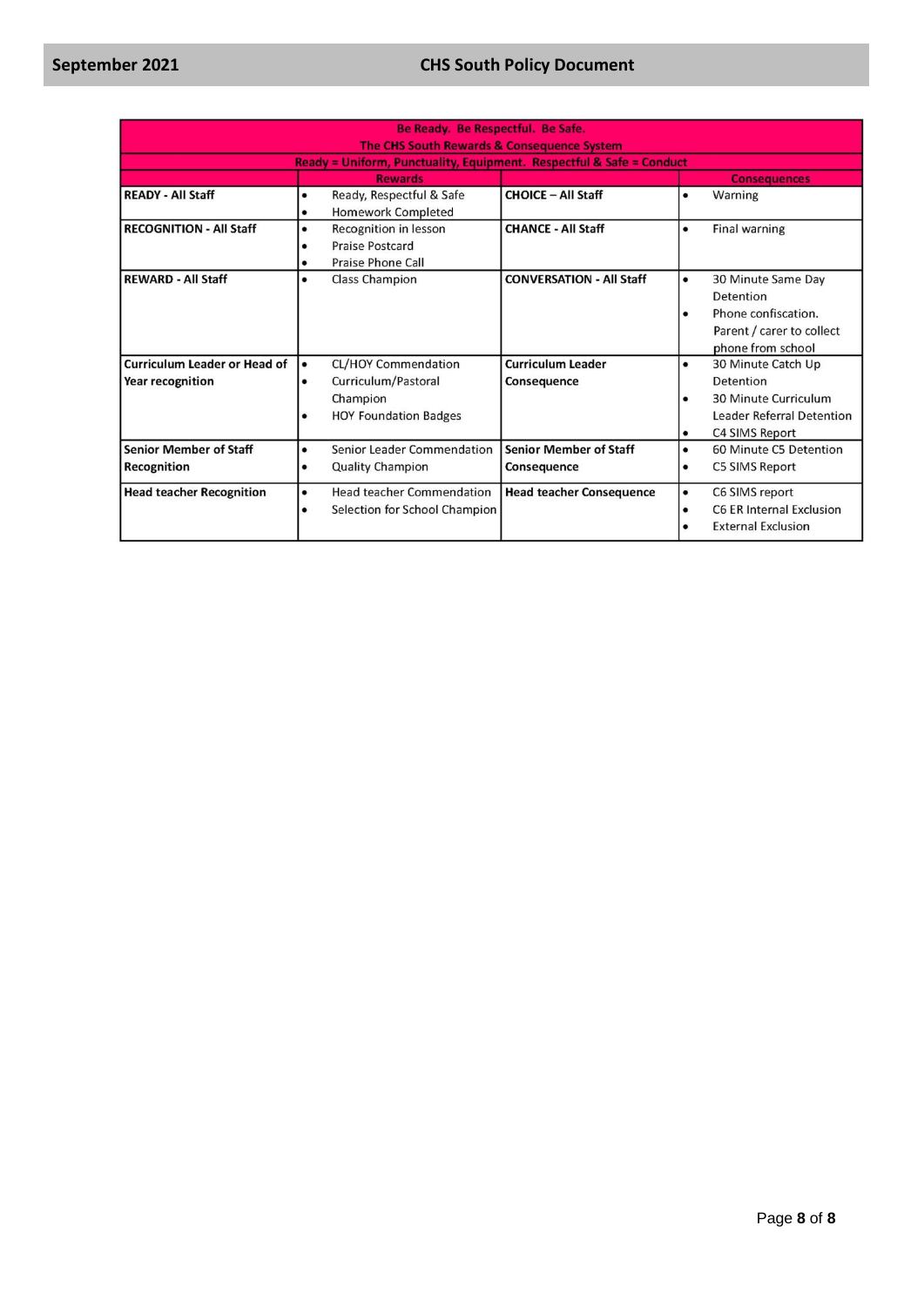| Be Ready. Be Respectful. Be Safe.<br>The CHS South Rewards & Consequence System<br>Ready = Uniform, Punctuality, Equipment. Respectful & Safe = Conduct | | | |
|---|---|---|---|
| | **Rewards** | | **Consequences** |
| **READY - All Staff** | • Ready, Respectful & Safe<br>• Homework Completed | **CHOICE – All Staff** | • Warning |
| **RECOGNITION - All Staff** | • Recognition in lesson<br>• Praise Postcard<br>• Praise Phone Call | **CHANCE - All Staff** | • Final warning |
| **REWARD - All Staff** | • Class Champion | **CONVERSATION - All Staff** | • 30 Minute Same Day Detention<br>• Phone confiscation. Parent / carer to collect phone from school |
| **Curriculum Leader or Head of Year recognition** | • CL/HOY Commendation<br>• Curriculum/Pastoral Champion<br>• HOY Foundation Badges | **Curriculum Leader Consequence** | • 30 Minute Catch Up Detention<br>• 30 Minute Curriculum Leader Referral Detention<br>• C4 SIMS Report |
| **Senior Member of Staff Recognition** | • Senior Leader Commendation<br>• Quality Champion | **Senior Member of Staff Consequence** | • 60 Minute C5 Detention<br>• C5 SIMS Report |
| **Head teacher Recognition** | • Head teacher Commendation<br>• Selection for School Champion | **Head teacher Consequence** | • C6 SIMS report<br>• C6 ER Internal Exclusion<br>• External Exclusion |